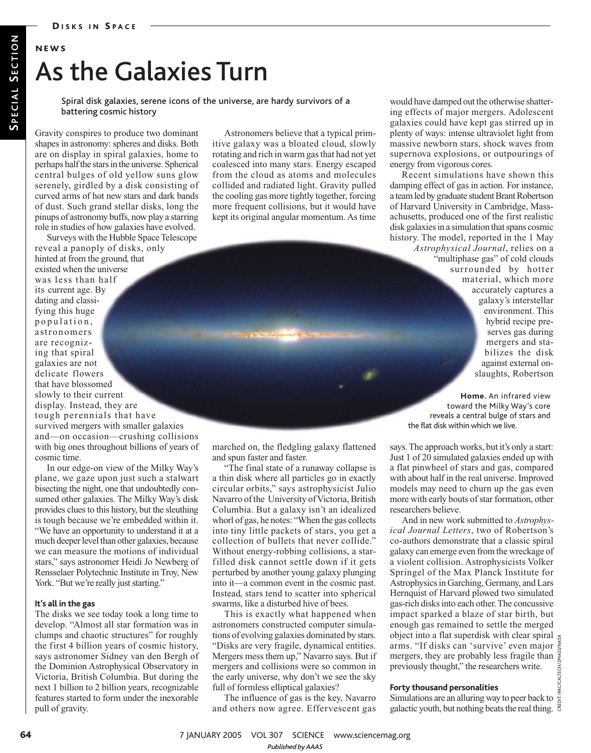**NEWS**

# As the Galaxies Turn

Spiral disk galaxies, serene icons of the universe, are hardy survivors of a battering cosmic history

Gravity conspires to produce two dominant shapes in astronomy: spheres and disks. Both are on display in spiral galaxies, home to perhaps half the stars in the universe. Spherical central bulges of old yellow suns glow serenely, girdled by a disk consisting of curved arms of hot new stars and dark bands of dust. Such grand stellar disks, long the pinups of astronomy buffs, now play a starring role in studies of how galaxies have evolved.

Surveys with the Hubble Space Telescope reveal a panoply of disks, only hinted at from the ground, that existed when the universe was less than half its current age. By dating and classifying this huge population, astronomers are recognizing that spiral galaxies are not delicate flowers that have blossomed slowly to their current display. Instead, they are tough perennials that have survived mergers with smaller galaxies and—on occasion—crushing collisions with big ones throughout billions of years of cosmic time.

In our edge-on view of the Milky Way's plane, we gaze upon just such a stalwart bisecting the night, one that undoubtedly consumed other galaxies. The Milky Way's disk provides clues to this history, but the sleuthing is tough because we're embedded within it. "We have an opportunity to understand it at a much deeper level than other galaxies, because we can measure the motions of individual stars," says astronomer Heidi Jo Newberg of Rensselaer Polytechnic Institute in Troy, New York. "But we're really just starting."

### It's all in the gas

The disks we see today took a long time to develop. "Almost all star formation was in clumps and chaotic structures" for roughly the first 4 billion years of cosmic history, says astronomer Sidney van den Bergh of the Dominion Astrophysical Observatory in Victoria, British Columbia. But during the next 1 billion to 2 billion years, recognizable features started to form under the inexorable pull of gravity.

Astronomers believe that a typical primitive galaxy was a bloated cloud, slowly rotating and rich in warm gas that had not yet coalesced into many stars. Energy escaped from the cloud as atoms and molecules collided and radiated light. Gravity pulled the cooling gas more tightly together, forcing more frequent collisions, but it would have kept its original angular momentum. As time marched on, the fledgling galaxy flattened and spun faster and faster.

"The final state of a runaway collapse is a thin disk where all particles go in exactly circular orbits," says astrophysicist Julio Navarro of the University of Victoria, British Columbia. But a galaxy isn't an idealized whorl of gas, he notes: "When the gas collects into tiny little packets of stars, you get a collection of bullets that never collide." Without energy-robbing collisions, a star-filled disk cannot settle down if it gets perturbed by another young galaxy plunging into it—a common event in the cosmic past. Instead, stars tend to scatter into spherical swarms, like a disturbed hive of bees.

This is exactly what happened when astronomers constructed computer simulations of evolving galaxies dominated by stars. "Disks are very fragile, dynamical entities. Mergers mess them up," Navarro says. But if mergers and collisions were so common in the early universe, why don't we see the sky full of formless elliptical galaxies?

The influence of gas is the key, Navarro and others now agree. Effervescent gas would have damped out the otherwise shattering effects of major mergers. Adolescent galaxies could have kept gas stirred up in plenty of ways: intense ultraviolet light from massive newborn stars, shock waves from supernova explosions, or outpourings of energy from vigorous cores.

Recent simulations have shown this damping effect of gas in action. For instance, a team led by graduate student Brant Robertson of Harvard University in Cambridge, Massachusetts, produced one of the first realistic disk galaxies in a simulation that spans cosmic history. The model, reported in the 1 May *Astrophysical Journal*, relies on a "multiphase gas" of cold clouds surrounded by hotter material, which more accurately captures a galaxy's interstellar environment. This hybrid recipe preserves gas during mergers and stabilizes the disk against external onslaughts, Robertson says. The approach works, but it's only a start: Just 1 of 20 simulated galaxies ended up with a flat pinwheel of stars and gas, compared with about half in the real universe. Improved models may need to churn up the gas even more with early bouts of star formation, other researchers believe.

**Home.** An infrared view toward the Milky Way's core reveals a central bulge of stars and the flat disk within which we live.

And in new work submitted to *Astrophysical Journal Letters*, two of Robertson's co-authors demonstrate that a classic spiral galaxy can emerge even from the wreckage of a violent collision. Astrophysicists Volker Springel of the Max Planck Institute for Astrophysics in Garching, Germany, and Lars Hernquist of Harvard plowed two simulated gas-rich disks into each other. The concussive impact sparked a blaze of star birth, but enough gas remained to settle the merged object into a flat superdisk with clear spiral arms. "If disks can 'survive' even major mergers, they are probably less fragile than previously thought," the researchers write.

### Forty thousand personalities

Simulations are an alluring way to peer back to galactic youth, but nothing beats the real thing.

CREDIT: IPAC/CALTECH/2MASS/NASA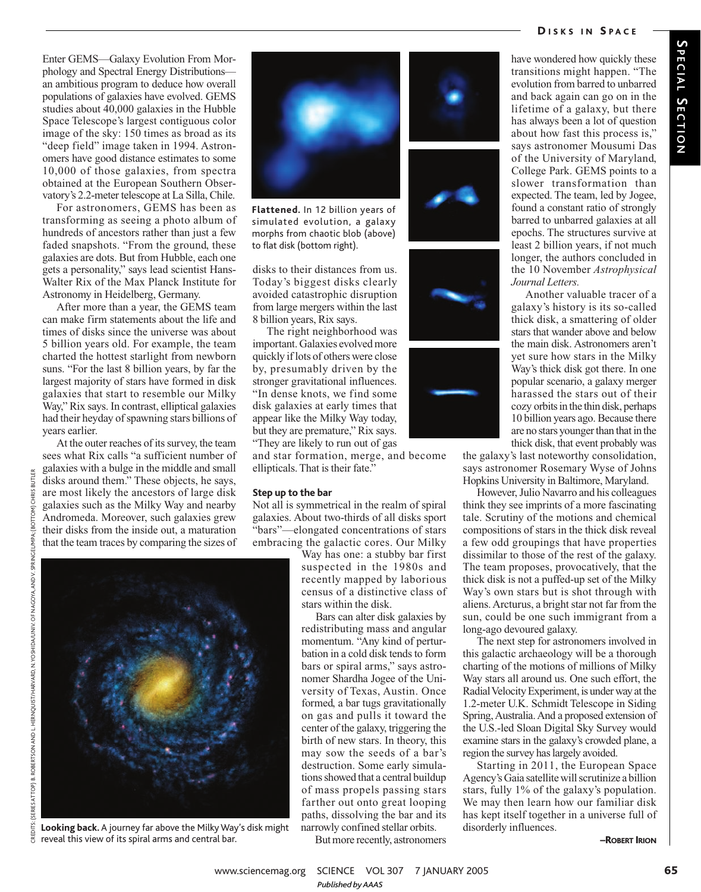Enter GEMS—Galaxy Evolution From Morphology and Spectral Energy Distributions—an ambitious program to deduce how overall populations of galaxies have evolved. GEMS studies about 40,000 galaxies in the Hubble Space Telescope's largest contiguous color image of the sky: 150 times as broad as its "deep field" image taken in 1994. Astronomers have good distance estimates to some 10,000 of those galaxies, from spectra obtained at the European Southern Observatory's 2.2-meter telescope at La Silla, Chile.

For astronomers, GEMS has been as transforming as seeing a photo album of hundreds of ancestors rather than just a few faded snapshots. "From the ground, these galaxies are dots. But from Hubble, each one gets a personality," says lead scientist Hans-Walter Rix of the Max Planck Institute for Astronomy in Heidelberg, Germany.

After more than a year, the GEMS team can make firm statements about the life and times of disks since the universe was about 5 billion years old. For example, the team charted the hottest starlight from newborn suns. "For the last 8 billion years, by far the largest majority of stars have formed in disk galaxies that start to resemble our Milky Way," Rix says. In contrast, elliptical galaxies had their heyday of spawning stars billions of years earlier.

At the outer reaches of its survey, the team sees what Rix calls "a sufficient number of galaxies with a bulge in the middle and small disks around them." These objects, he says, are most likely the ancestors of large disk galaxies such as the Milky Way and nearby Andromeda. Moreover, such galaxies grew their disks from the inside out, a maturation that the team traces by comparing the sizes of disks to their distances from us. Today's biggest disks clearly avoided catastrophic disruption from large mergers within the last 8 billion years, Rix says.

The right neighborhood was important. Galaxies evolved more quickly if lots of others were close by, presumably driven by the stronger gravitational influences. "In dense knots, we find some disk galaxies at early times that appear like the Milky Way today, but they are premature," Rix says. "They are likely to run out of gas and star formation, merge, and become ellipticals. That is their fate."

**Flattened.** In 12 billion years of simulated evolution, a galaxy morphs from chaotic blob (above) to flat disk (bottom right).

**Looking back.** A journey far above the Milky Way's disk might reveal this view of its spiral arms and central bar.

CREDITS: (SERIES AT TOP) B. ROBERTSON AND L. HERNQUIST/HARVARD, N. YOSHIDA/UNIV. OF NAGOYA, AND V. SPRINGEL/MPA; (BOTTOM) CHRIS BUTLER

### Step up to the bar

Not all is symmetrical in the realm of spiral galaxies. About two-thirds of all disks sport "bars"—elongated concentrations of stars embracing the galactic cores. Our Milky Way has one: a stubby bar first suspected in the 1980s and recently mapped by laborious census of a distinctive class of stars within the disk.

Bars can alter disk galaxies by redistributing mass and angular momentum. "Any kind of perturbation in a cold disk tends to form bars or spiral arms," says astronomer Shardha Jogee of the University of Texas, Austin. Once formed, a bar tugs gravitationally on gas and pulls it toward the center of the galaxy, triggering the birth of new stars. In theory, this may sow the seeds of a bar's destruction. Some early simulations showed that a central buildup of mass propels passing stars farther out onto great looping paths, dissolving the bar and its narrowly confined stellar orbits.

But more recently, astronomers have wondered how quickly these transitions might happen. "The evolution from barred to unbarred and back again can go on in the lifetime of a galaxy, but there has always been a lot of question about how fast this process is," says astronomer Mousumi Das of the University of Maryland, College Park. GEMS points to a slower transformation than expected. The team, led by Jogee, found a constant ratio of strongly barred to unbarred galaxies at all epochs. The structures survive at least 2 billion years, if not much longer, the authors concluded in the 10 November *Astrophysical Journal Letters.*

Another valuable tracer of a galaxy's history is its so-called thick disk, a smattering of older stars that wander above and below the main disk. Astronomers aren't yet sure how stars in the Milky Way's thick disk got there. In one popular scenario, a galaxy merger harassed the stars out of their cozy orbits in the thin disk, perhaps 10 billion years ago. Because there are no stars younger than that in the thick disk, that event probably was the galaxy's last noteworthy consolidation, says astronomer Rosemary Wyse of Johns Hopkins University in Baltimore, Maryland.

However, Julio Navarro and his colleagues think they see imprints of a more fascinating tale. Scrutiny of the motions and chemical compositions of stars in the thick disk reveal a few odd groupings that have properties dissimilar to those of the rest of the galaxy. The team proposes, provocatively, that the thick disk is not a puffed-up set of the Milky Way's own stars but is shot through with aliens. Arcturus, a bright star not far from the sun, could be one such immigrant from a long-ago devoured galaxy.

The next step for astronomers involved in this galactic archaeology will be a thorough charting of the motions of millions of Milky Way stars all around us. One such effort, the Radial Velocity Experiment, is under way at the 1.2-meter U.K. Schmidt Telescope in Siding Spring, Australia. And a proposed extension of the U.S.-led Sloan Digital Sky Survey would examine stars in the galaxy's crowded plane, a region the survey has largely avoided.

Starting in 2011, the European Space Agency's Gaia satellite will scrutinize a billion stars, fully 1% of the galaxy's population. We may then learn how our familiar disk has kept itself together in a universe full of disorderly influences.

–**Robert Irion**